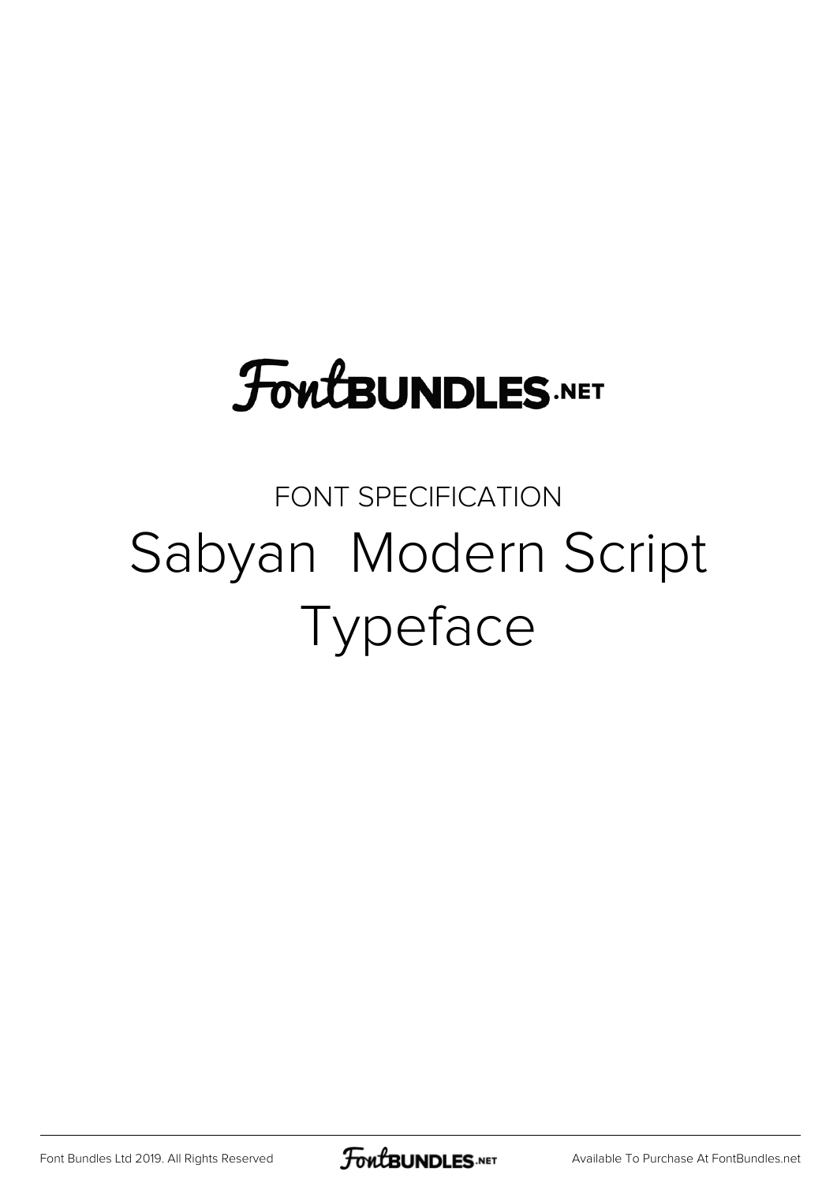FontBUNDLES.NET

FONT SPECIFICATION

# Sabyan  Modern Script Typeface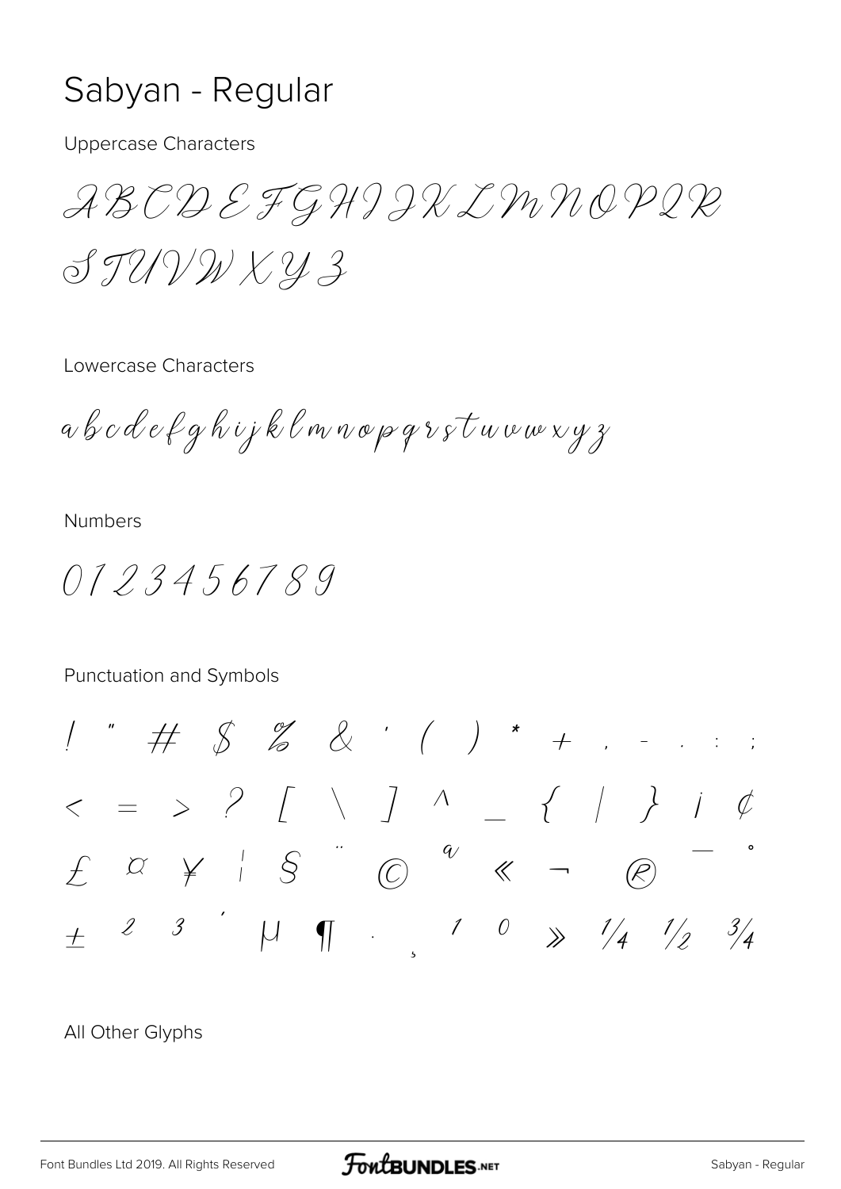# Sabyan - Regular

Uppercase Characters

ABCDEFGHIJKLMNOPQR
STUVWXYZ

Lowercase Characters

abcdefghijklmnopqrstuvwxyz

Numbers

0123456789

Punctuation and Symbols

! " # $ % & ' ( ) * + , - . : ;
< = > ? [ \ ] ^ _ { | } ¡ ¢
£ ¤ ¥ ¦ § ¨ © ª « ¬ ® ¯ °
± ² ³ ´ µ ¶ · ¸ ¹ º » ¼ ½ ¾

All Other Glyphs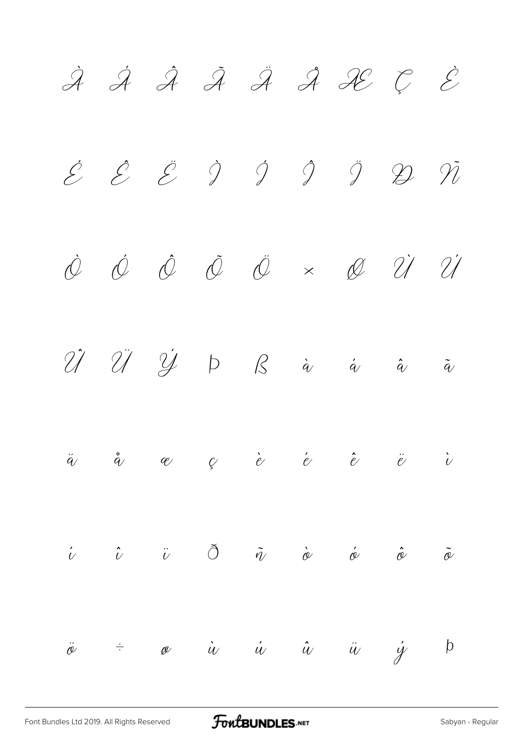À Á Â Ã Ä Å Æ Ç È

É Ê Ë Ì Í Î Ï Ð Ñ

Ò Ó Ô Õ Ö × Ø Ù Ú

Û Ü Ý Þ ß à á â ã

ä å æ ç è é ê ë ì

í î ï ð ñ ò ó ô õ

ö ÷ ø ù ú û ü ý þ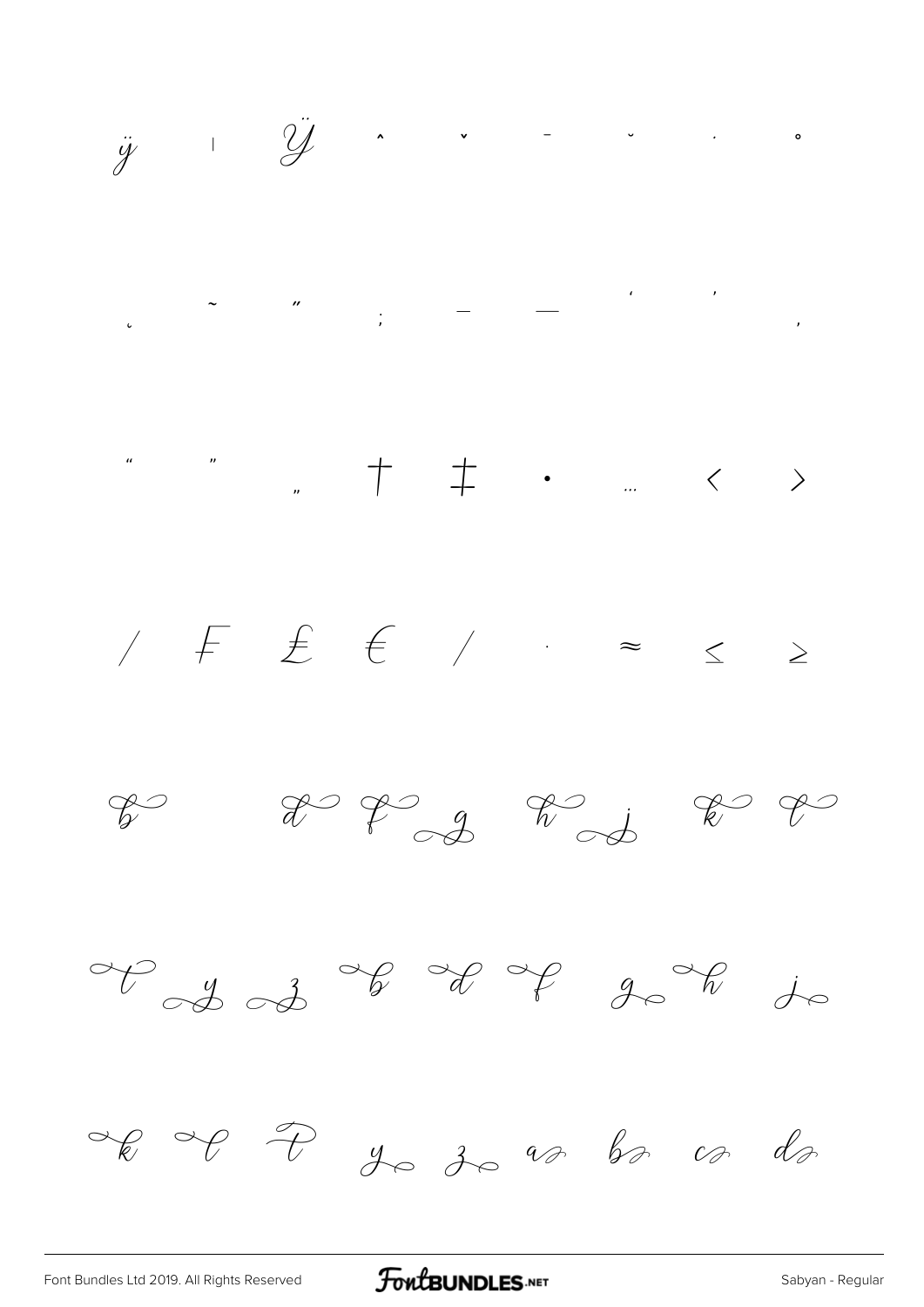ÿ ı Ÿ ˆ ˇ ¯ ˘ ˙ ˚

˛ ˜ ˝ ; – — ‘ ’ ‚

“ ” „ † ‡ • … ‹ ›

⁄ ₣ ₤ € ∕ · ≈ ≤ ≥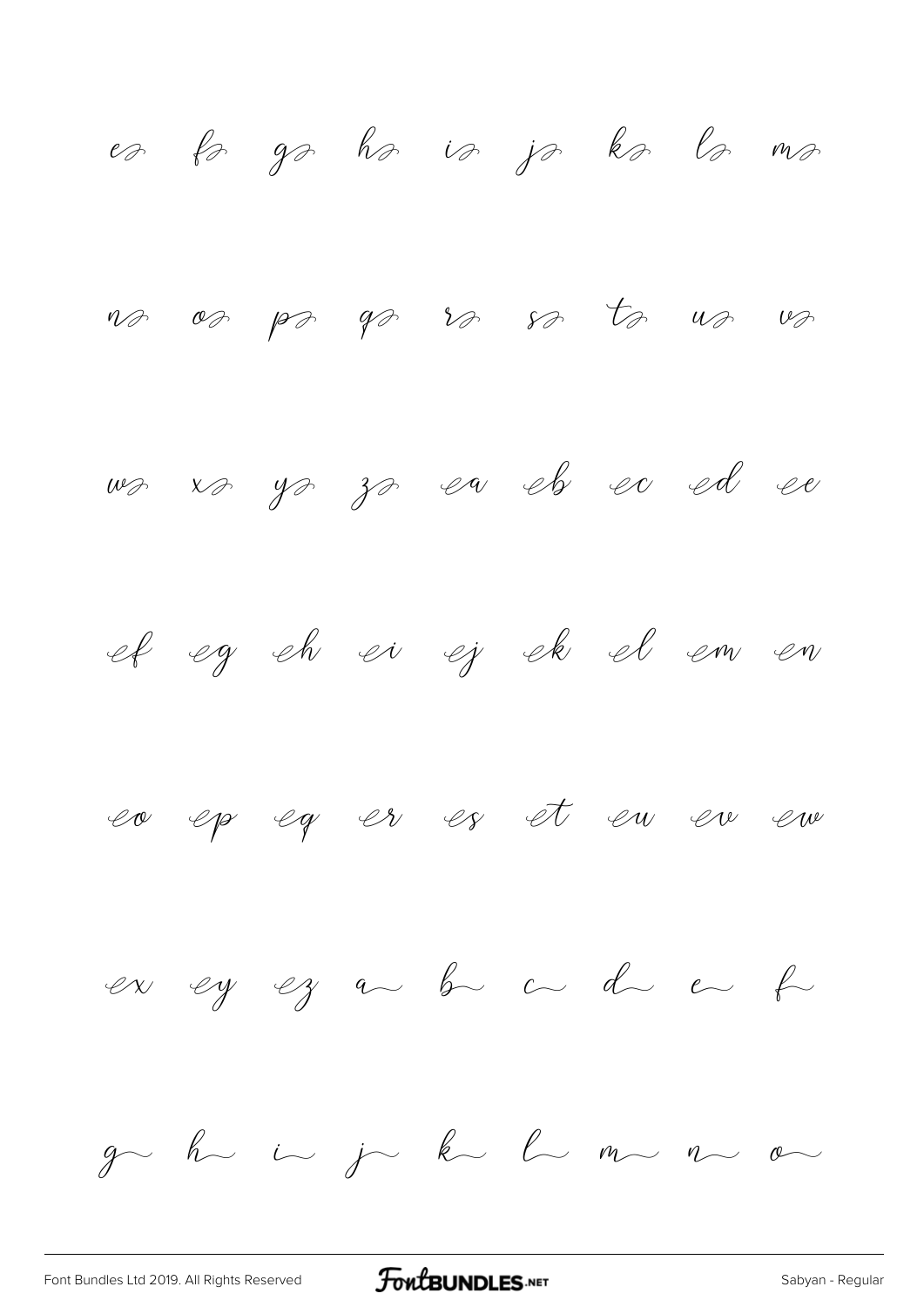e f g h i j k l m

n o p q r s t u v

w x y z ea eb ec ed ee

ef eg eh ei ej ek el em en

eo ep eq er es et eu ev ew

ex ey ez a b c d e f

g h i j k l m n o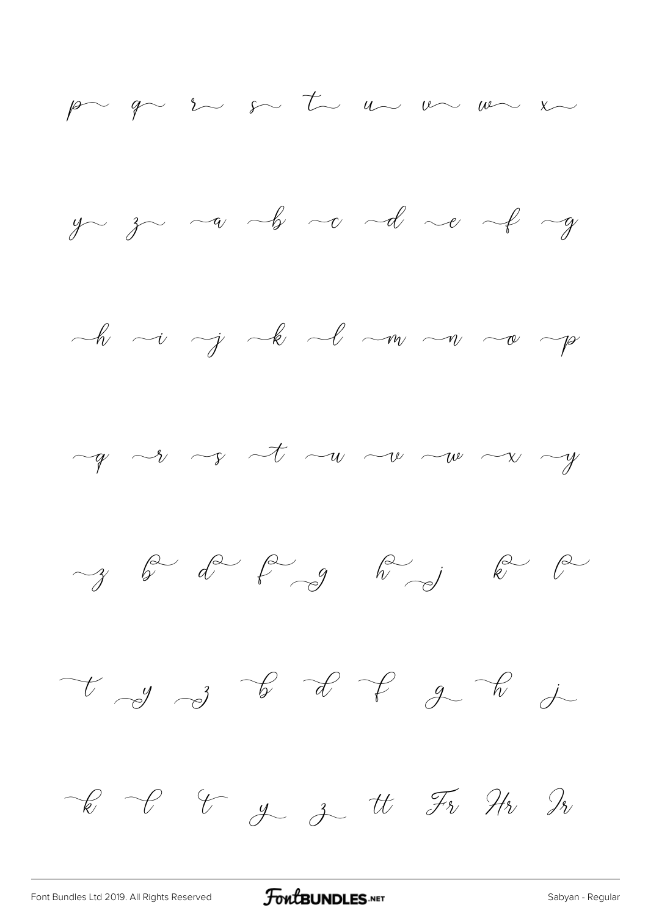p~ q~ r~ s~ t~ u~ v~ w~ x~

y~ z~ ~a ~b ~c ~d ~e ~f ~g

~h ~i ~j ~k ~l ~m ~n ~o ~p

~q ~r ~s ~t ~u ~v ~w ~x ~y

~z b~ d~ f~ ~g h~ ~j k~ l~

~t ~y ~z ~b ~d ~f g~ ~h j~

~k ~l t~ y~ z~ tt Fr Hr Ir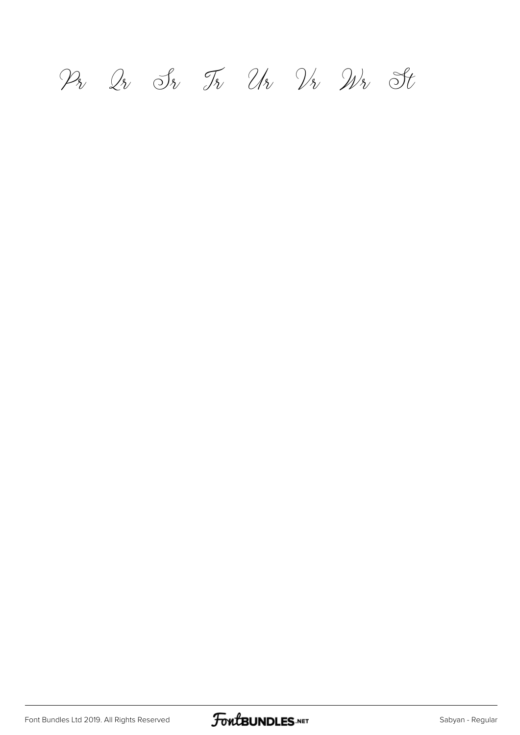Pr Qr Sr Tr Ur Vr Wr St